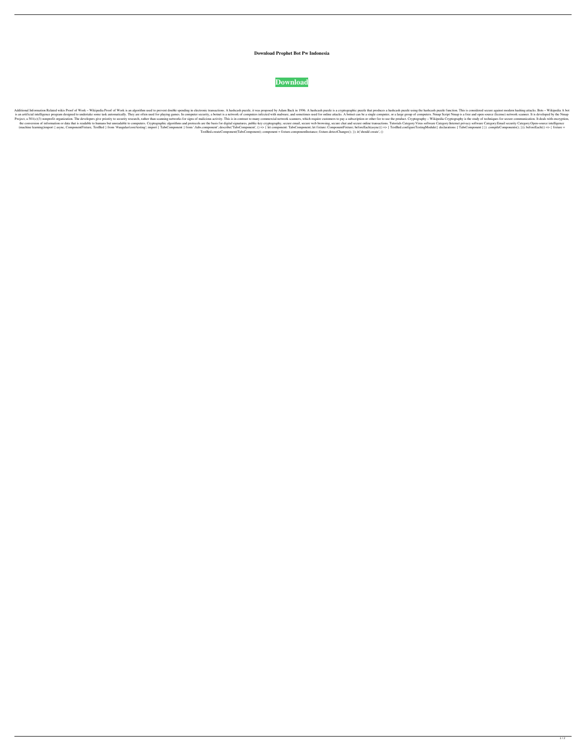**Download Prophet Bot Pw Indonesia**

**Download**

Additional Information Related wikis Proof of Work – Wikipedia Proof of Work is an algorithm used to prevent double spending in electronic transactions. A hashcash puzzle, it was proposed by Adam Back in 1996. A hashcash puzzle is a cryptographic puzzle that produces a hashcash puzzle using the hashcash puzzle function. This is considered secure against modern hashing attacks. Bots – Wikipedia A bot is an artificial intelligence program designed to undertake some task automatically. They are often used for playing games. In computer security, a botnet is a network of computers infected with malware, and sometimes used for online attacks. A botnet can be a single computer, or a large group of computers. Nmap Script Nmap is a free and open source (license) network scanner. It is developed by the Nmap Project, a 501(c)(3) nonprofit organization. The developers give priority to security research, rather than scanning networks for signs of malicious activity. This is in contrast to many commercial network scanners, which require customers to pay a subscription or other fee to use the product. Cryptography – Wikipedia Cryptography is the study of techniques for secure communication. It deals with encryption, the conversion of information or data that is readable to humans but unreadable to computers. Cryptographic algorithms and protocols are the basis for digital signatures, public-key cryptography, secure email, secure web browsing, secure chat and secure online transactions. Tutorials Category:Virus software Category:Internet privacy software Category:Email security Category:Open-source intelligence (machine learning)import { async, ComponentFixture, TestBed } from '@angular/core/testing'; import { TabsComponent } from './tabs.component'; describe('TabsComponent', () => { let component: TabsComponent; let fixture: ComponentFixture; beforeEach(async(() => { TestBed.configureTestingModule({ declarations: [ TabsComponent ] }) .compileComponents(); })); beforeEach(() => { fixture = TestBed.createComponent(TabsComponent); component = fixture.componentInstance; fixture.detectChanges(); }); it('should create', ()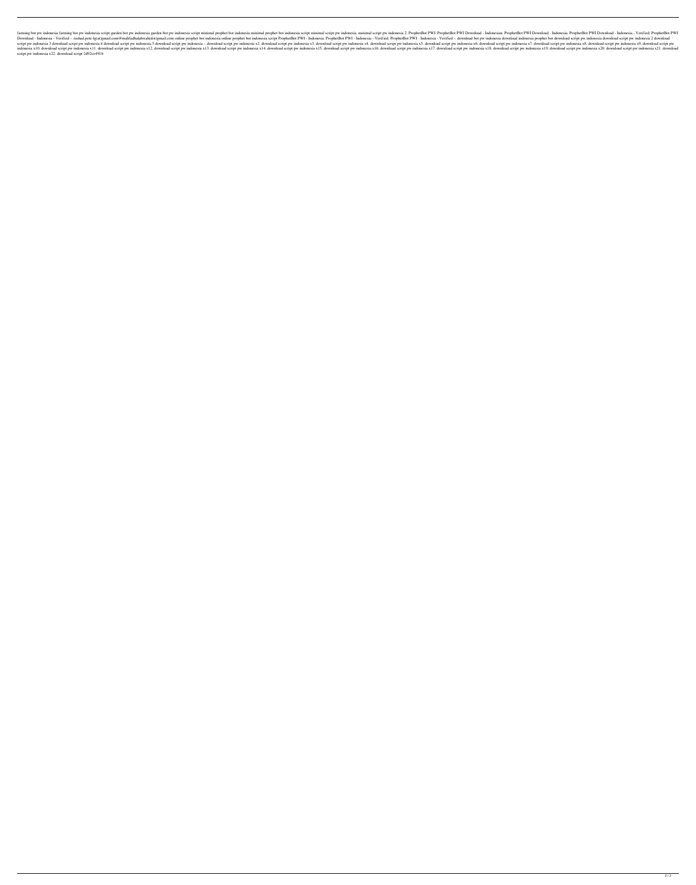farming bot pw indonesia farming bot pw indonesia script garden bot pw indonesia garden bot pw indonesia script minimal prophet bot indonesia minimal prophet bot indonesia script minimal script pw indonesia. minimal script pw indonesia 2. ProphetBot PWI. ProphetBot PWI Download - Indonesian. ProphetBot PWI Download - Indonesia. ProphetBot PWI Download - Indonesia - Verified. ProphetBot PWI Download - Indonesia - Verified -. rashad.pete-lg(at)gmail.com@mahfudhalalwah(dot)gmail.com online prophet bot indonesia online prophet bot indonesia script ProphetBot PWI - Indonesia. ProphetBot PWI - Indonesia - Verified. ProphetBot PWI - Indonesia - Verified -. download bot pw indonesia download indonesia prophet bot download script pw indonesia download script pw indonesia 2 download script pw indonesia 3 download script pw indonesia 4 download script pw indonesia 5 download script pw indonesia -. download script pw indonesia x2. download script pw indonesia x3. download script pw indonesia x4. download script pw indonesia x5. download script pw indonesia x6. download script pw indonesia x7. download script pw indonesia x8. download script pw indonesia x9. download script pw indonesia x10. download script pw indonesia x11. download script pw indonesia x12. download script pw indonesia x13. download script pw indonesia x14. download script pw indonesia x15. download script pw indonesia x16. download script pw indonesia x17. download script pw indonesia x18. download script pw indonesia x19. download script pw indonesia x20. download script pw indonesia x21. download script pw indonesia x22. download script 2d92ce491b